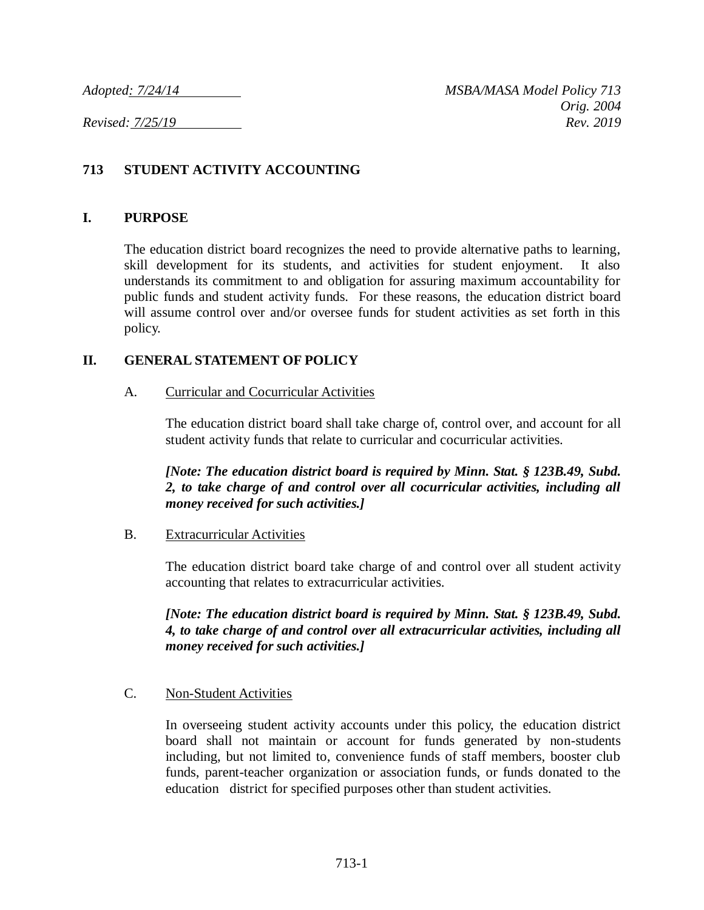*Adopted: 7/24/14* *MSBA/MASA Model Policy 713*
*Orig. 2004*
*Revised: 7/25/19* *Rev. 2019*

# 713 STUDENT ACTIVITY ACCOUNTING

## I. PURPOSE

The education district board recognizes the need to provide alternative paths to learning, skill development for its students, and activities for student enjoyment. It also understands its commitment to and obligation for assuring maximum accountability for public funds and student activity funds. For these reasons, the education district board will assume control over and/or oversee funds for student activities as set forth in this policy.

## II. GENERAL STATEMENT OF POLICY

### A. Curricular and Cocurricular Activities

The education district board shall take charge of, control over, and account for all student activity funds that relate to curricular and cocurricular activities.

***[Note: The education district board is required by Minn. Stat. § 123B.49, Subd. 2, to take charge of and control over all cocurricular activities, including all money received for such activities.]***

### B. Extracurricular Activities

The education district board take charge of and control over all student activity accounting that relates to extracurricular activities.

***[Note: The education district board is required by Minn. Stat. § 123B.49, Subd. 4, to take charge of and control over all extracurricular activities, including all money received for such activities.]***

### C. Non-Student Activities

In overseeing student activity accounts under this policy, the education district board shall not maintain or account for funds generated by non-students including, but not limited to, convenience funds of staff members, booster club funds, parent-teacher organization or association funds, or funds donated to the education district for specified purposes other than student activities.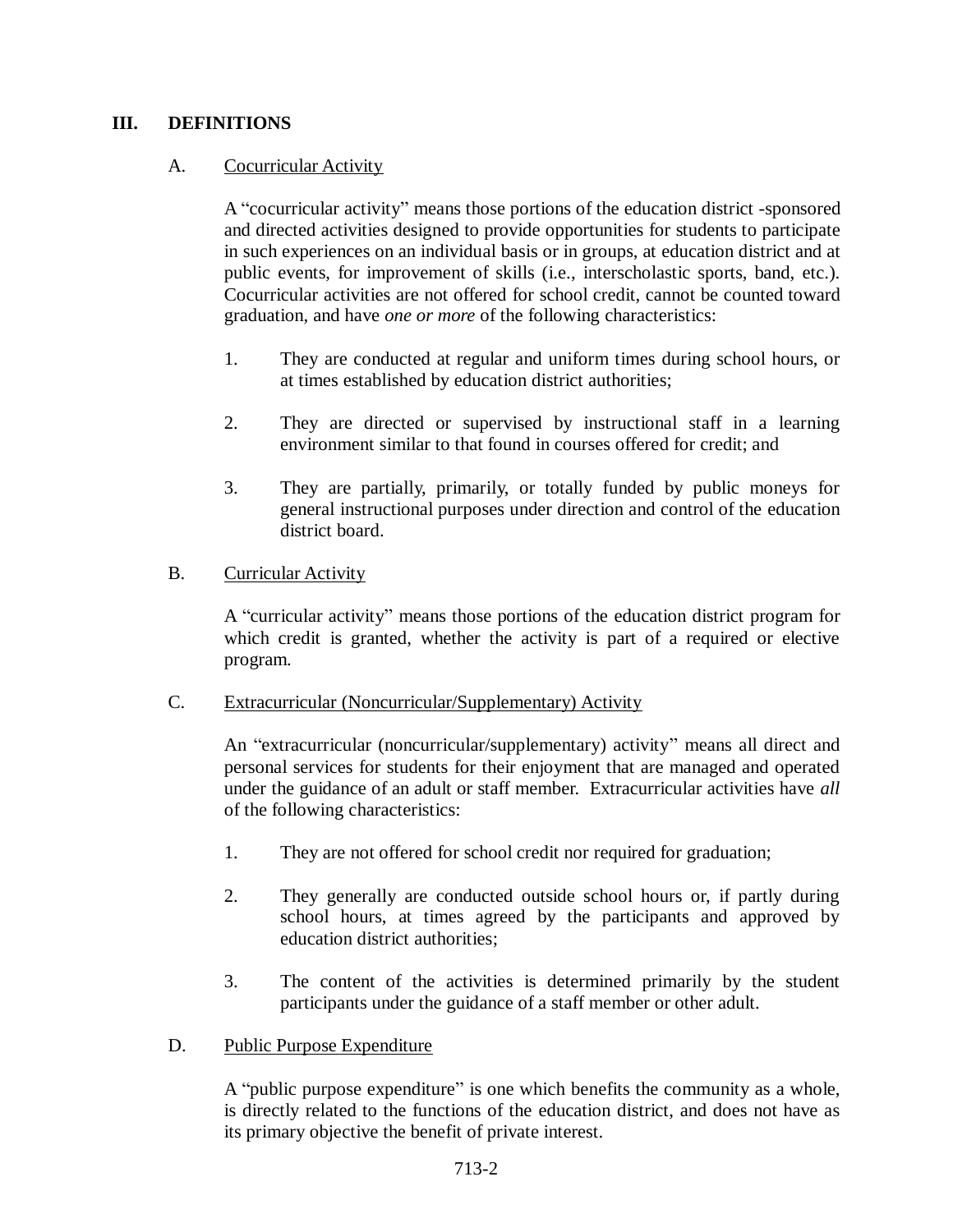## III. DEFINITIONS

### A. Cocurricular Activity

A "cocurricular activity" means those portions of the education district -sponsored and directed activities designed to provide opportunities for students to participate in such experiences on an individual basis or in groups, at education district and at public events, for improvement of skills (i.e., interscholastic sports, band, etc.). Cocurricular activities are not offered for school credit, cannot be counted toward graduation, and have *one or more* of the following characteristics:

1. They are conducted at regular and uniform times during school hours, or at times established by education district authorities;

2. They are directed or supervised by instructional staff in a learning environment similar to that found in courses offered for credit; and

3. They are partially, primarily, or totally funded by public moneys for general instructional purposes under direction and control of the education district board.

### B. Curricular Activity

A "curricular activity" means those portions of the education district program for which credit is granted, whether the activity is part of a required or elective program.

### C. Extracurricular (Noncurricular/Supplementary) Activity

An "extracurricular (noncurricular/supplementary) activity" means all direct and personal services for students for their enjoyment that are managed and operated under the guidance of an adult or staff member. Extracurricular activities have *all* of the following characteristics:

1. They are not offered for school credit nor required for graduation;

2. They generally are conducted outside school hours or, if partly during school hours, at times agreed by the participants and approved by education district authorities;

3. The content of the activities is determined primarily by the student participants under the guidance of a staff member or other adult.

### D. Public Purpose Expenditure

A "public purpose expenditure" is one which benefits the community as a whole, is directly related to the functions of the education district, and does not have as its primary objective the benefit of private interest.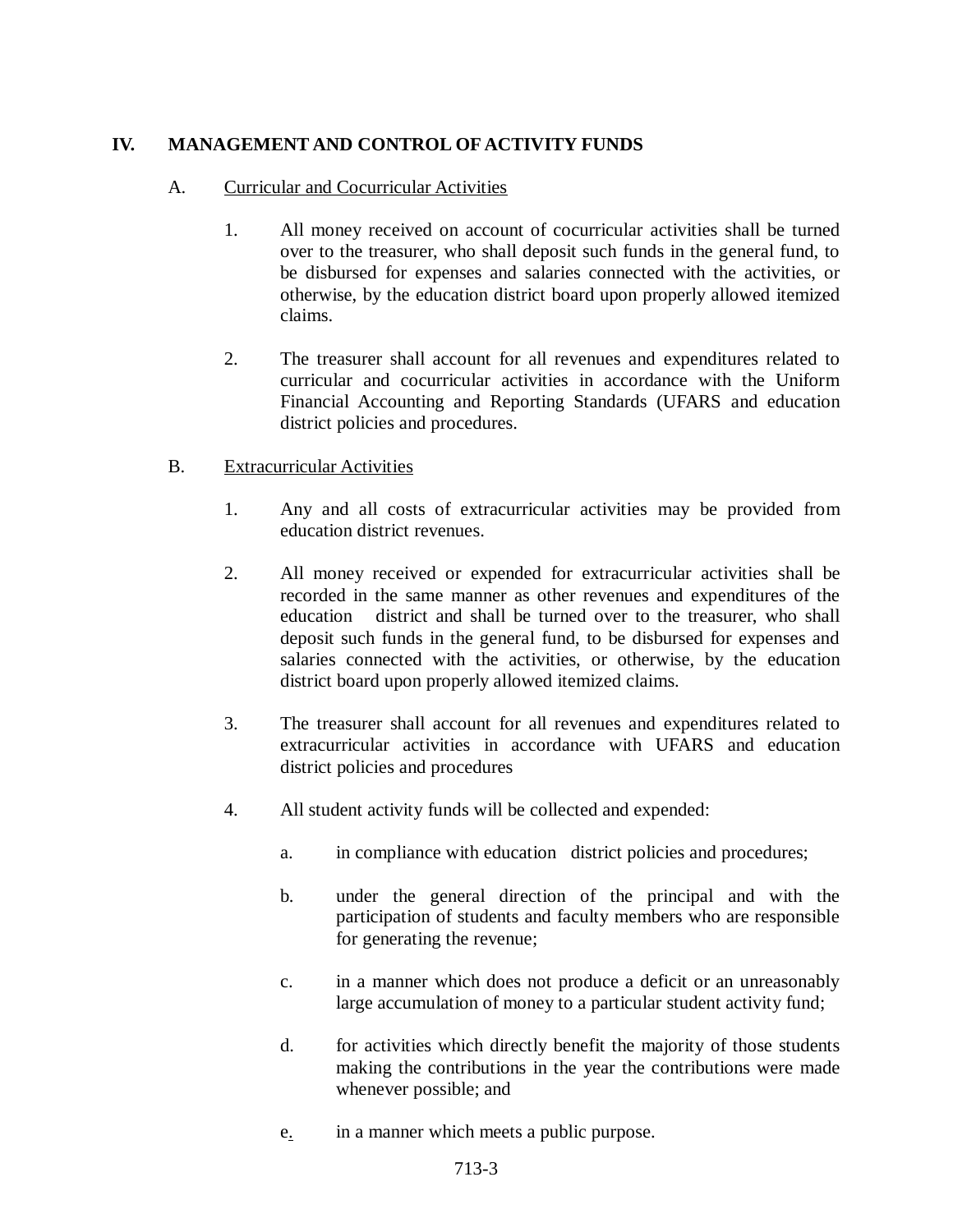## IV. MANAGEMENT AND CONTROL OF ACTIVITY FUNDS

A. Curricular and Cocurricular Activities

1. All money received on account of cocurricular activities shall be turned over to the treasurer, who shall deposit such funds in the general fund, to be disbursed for expenses and salaries connected with the activities, or otherwise, by the education district board upon properly allowed itemized claims.

2. The treasurer shall account for all revenues and expenditures related to curricular and cocurricular activities in accordance with the Uniform Financial Accounting and Reporting Standards (UFARS and education district policies and procedures.

B. Extracurricular Activities

1. Any and all costs of extracurricular activities may be provided from education district revenues.

2. All money received or expended for extracurricular activities shall be recorded in the same manner as other revenues and expenditures of the education district and shall be turned over to the treasurer, who shall deposit such funds in the general fund, to be disbursed for expenses and salaries connected with the activities, or otherwise, by the education district board upon properly allowed itemized claims.

3. The treasurer shall account for all revenues and expenditures related to extracurricular activities in accordance with UFARS and education district policies and procedures

4. All student activity funds will be collected and expended:

   a. in compliance with education district policies and procedures;

   b. under the general direction of the principal and with the participation of students and faculty members who are responsible for generating the revenue;

   c. in a manner which does not produce a deficit or an unreasonably large accumulation of money to a particular student activity fund;

   d. for activities which directly benefit the majority of those students making the contributions in the year the contributions were made whenever possible; and

   e. in a manner which meets a public purpose.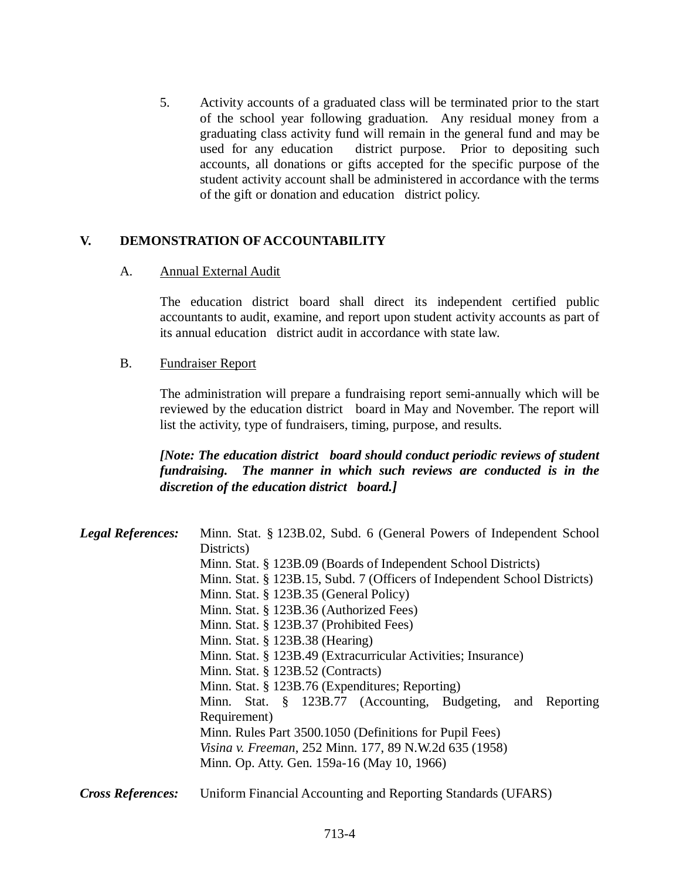5. Activity accounts of a graduated class will be terminated prior to the start of the school year following graduation. Any residual money from a graduating class activity fund will remain in the general fund and may be used for any education district purpose. Prior to depositing such accounts, all donations or gifts accepted for the specific purpose of the student activity account shall be administered in accordance with the terms of the gift or donation and education district policy.

## V. DEMONSTRATION OF ACCOUNTABILITY

A. Annual External Audit

The education district board shall direct its independent certified public accountants to audit, examine, and report upon student activity accounts as part of its annual education district audit in accordance with state law.

B. Fundraiser Report

The administration will prepare a fundraising report semi-annually which will be reviewed by the education district board in May and November. The report will list the activity, type of fundraisers, timing, purpose, and results.

***[Note: The education district board should conduct periodic reviews of student fundraising. The manner in which such reviews are conducted is in the discretion of the education district board.]***

***Legal References:***

Minn. Stat. § 123B.02, Subd. 6 (General Powers of Independent School Districts)
Minn. Stat. § 123B.09 (Boards of Independent School Districts)
Minn. Stat. § 123B.15, Subd. 7 (Officers of Independent School Districts)
Minn. Stat. § 123B.35 (General Policy)
Minn. Stat. § 123B.36 (Authorized Fees)
Minn. Stat. § 123B.37 (Prohibited Fees)
Minn. Stat. § 123B.38 (Hearing)
Minn. Stat. § 123B.49 (Extracurricular Activities; Insurance)
Minn. Stat. § 123B.52 (Contracts)
Minn. Stat. § 123B.76 (Expenditures; Reporting)
Minn. Stat. § 123B.77 (Accounting, Budgeting, and Reporting Requirement)
Minn. Rules Part 3500.1050 (Definitions for Pupil Fees)
*Visina v. Freeman*, 252 Minn. 177, 89 N.W.2d 635 (1958)
Minn. Op. Atty. Gen. 159a-16 (May 10, 1966)

***Cross References:***

Uniform Financial Accounting and Reporting Standards (UFARS)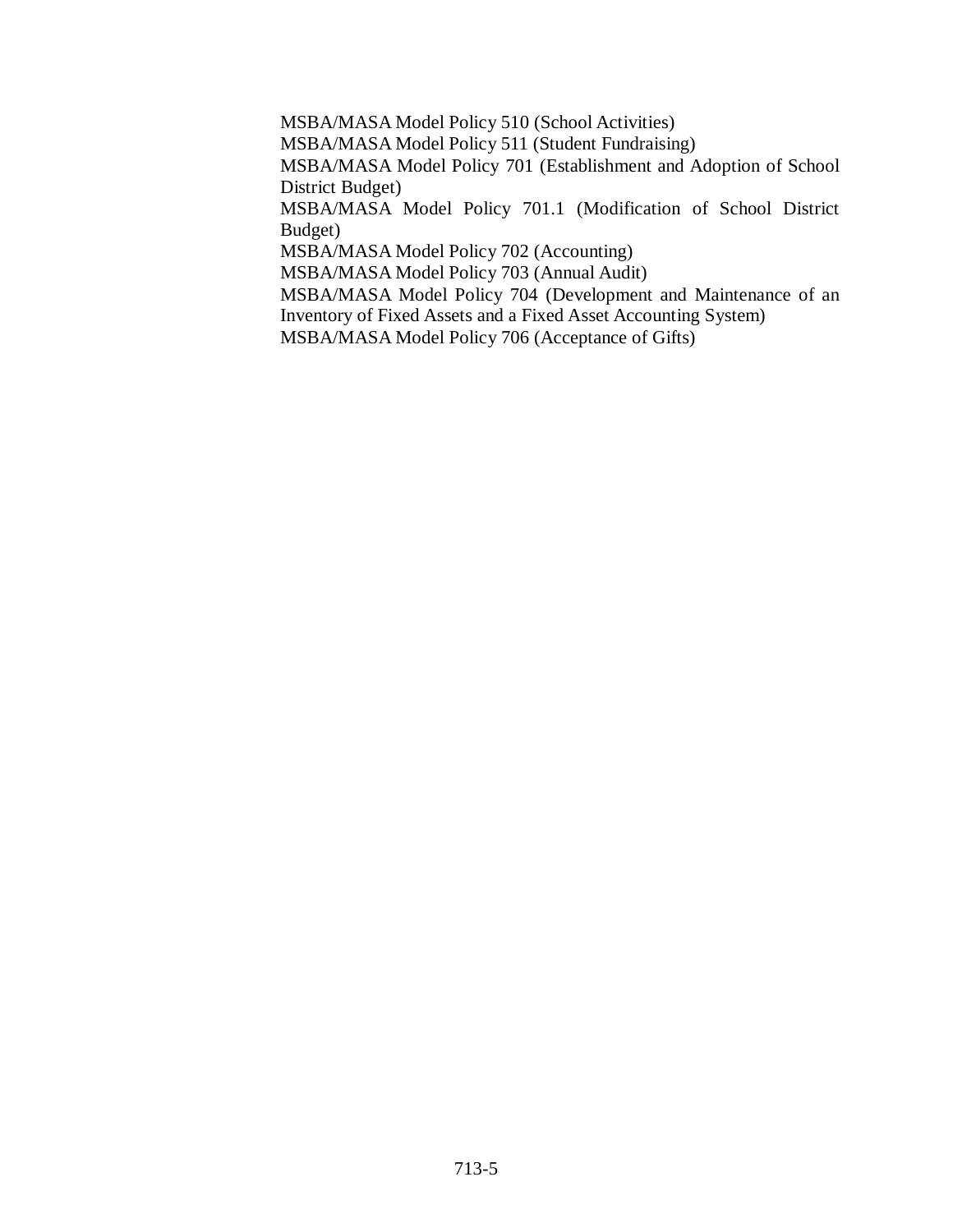MSBA/MASA Model Policy 510 (School Activities)
MSBA/MASA Model Policy 511 (Student Fundraising)
MSBA/MASA Model Policy 701 (Establishment and Adoption of School District Budget)
MSBA/MASA Model Policy 701.1 (Modification of School District Budget)
MSBA/MASA Model Policy 702 (Accounting)
MSBA/MASA Model Policy 703 (Annual Audit)
MSBA/MASA Model Policy 704 (Development and Maintenance of an Inventory of Fixed Assets and a Fixed Asset Accounting System)
MSBA/MASA Model Policy 706 (Acceptance of Gifts)